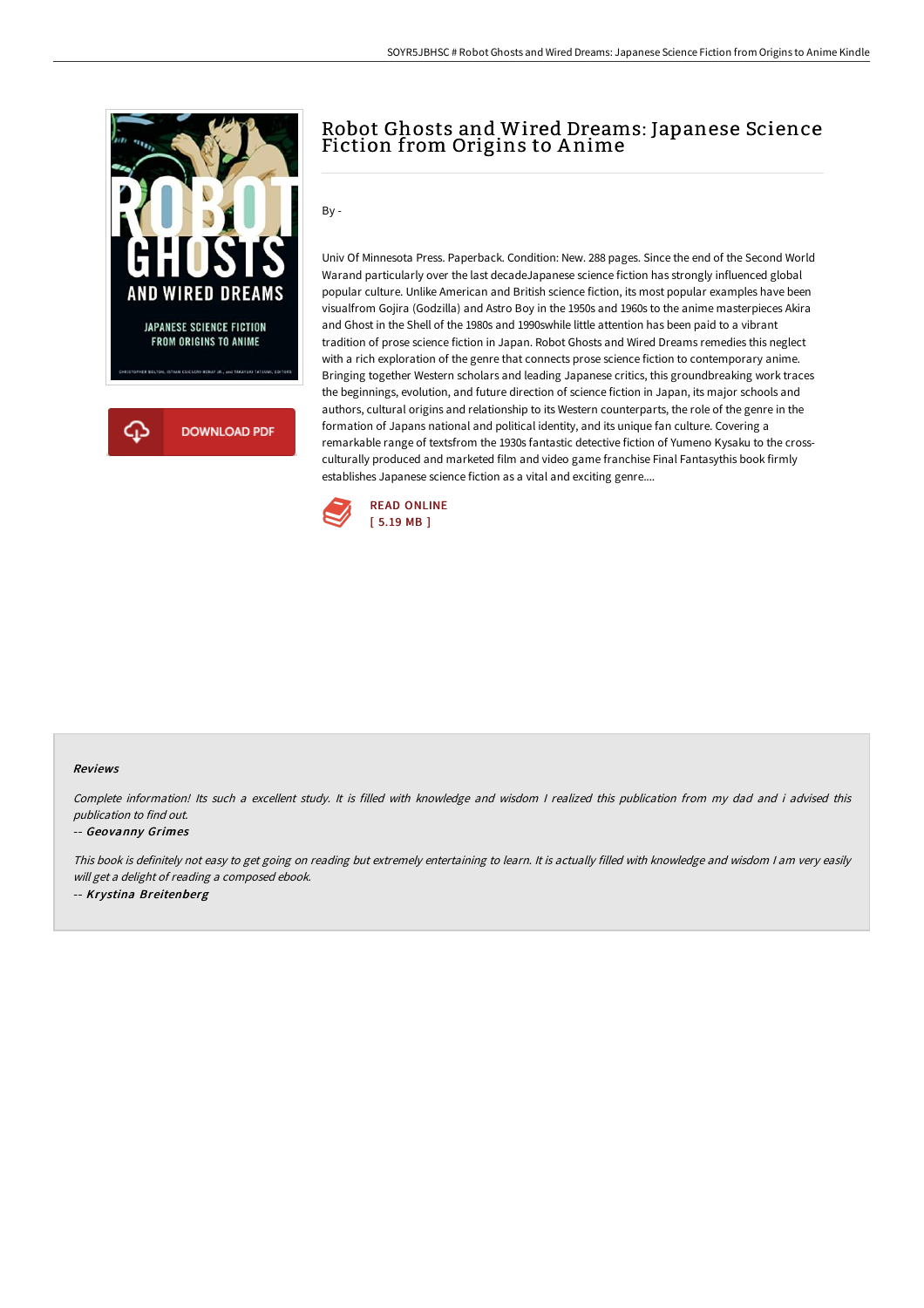# Robot Ghosts and Wired Dreams: Japanese Science Fiction from Origins to Anime

By -

Univ Of Minnesota Press. Paperback. Condition: New. 288 pages. Since the end of the Second World Warand particularly over the last decadeJapanese science fiction has strongly influenced global popular culture. Unlike American and British science fiction, its most popular examples have been visualfrom Gojira (Godzilla) and Astro Boy in the 1950s and 1960s to the anime masterpieces Akira and Ghost in the Shell of the 1980s and 1990swhile little attention has been paid to a vibrant tradition of prose science fiction in Japan. Robot Ghosts and Wired Dreams remedies this neglect with a rich exploration of the genre that connects prose science fiction to contemporary anime. Bringing together Western scholars and leading Japanese critics, this groundbreaking work traces the beginnings, evolution, and future direction of science fiction in Japan, its major schools and authors, cultural origins and relationship to its Western counterparts, the role of the genre in the formation of Japans national and political identity, and its unique fan culture. Covering a remarkable range of textsfrom the 1930s fantastic detective fiction of Yumeno Kysaku to the cross-culturally produced and marketed film and video game franchise Final Fantasythis book firmly establishes Japanese science fiction as a vital and exciting genre....

READ ONLINE
[ 5.19 MB ]

### Reviews

*Complete information! Its such a excellent study. It is filled with knowledge and wisdom I realized this publication from my dad and i advised this publication to find out.*

-- ***Geovanny Grimes***

*This book is definitely not easy to get going on reading but extremely entertaining to learn. It is actually filled with knowledge and wisdom I am very easily will get a delight of reading a composed ebook.*

-- ***Krystina Breitenberg***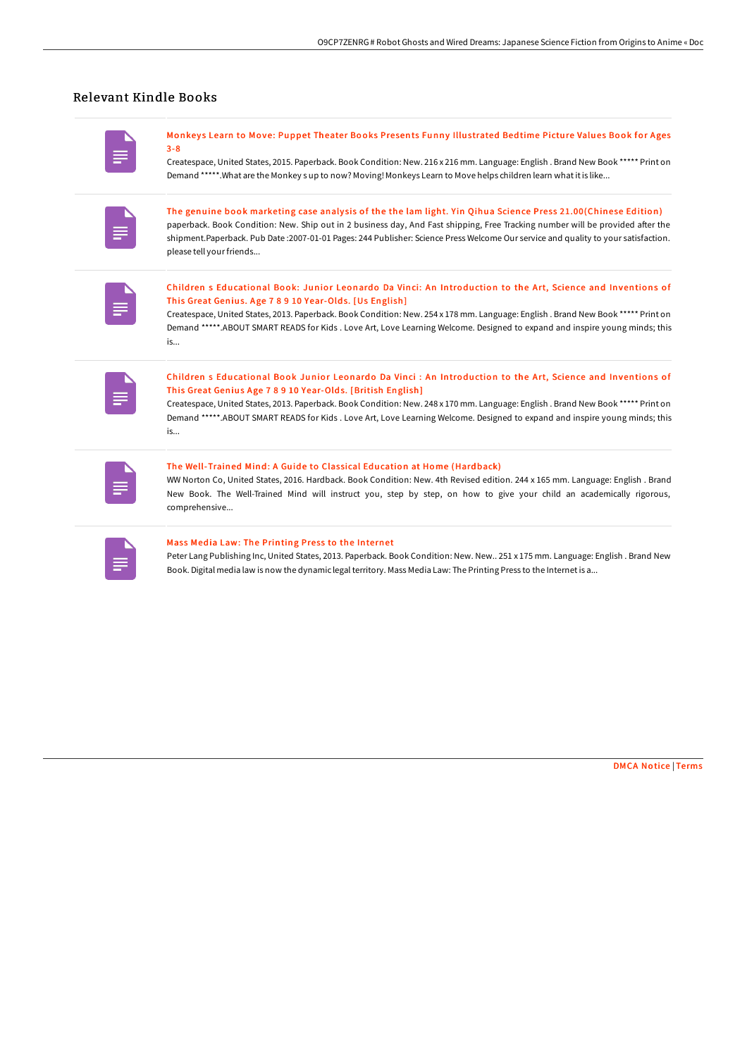## Relevant Kindle Books

**Monkeys Learn to Move: Puppet Theater Books Presents Funny Illustrated Bedtime Picture Values Book for Ages 3-8**

Createspace, United States, 2015. Paperback. Book Condition: New. 216 x 216 mm. Language: English . Brand New Book ***** Print on Demand *****.What are the Monkey s up to now? Moving! Monkeys Learn to Move helps children learn what it is like...

**The genuine book marketing case analysis of the the lam light. Yin Qihua Science Press 21.00(Chinese Edition)**

paperback. Book Condition: New. Ship out in 2 business day, And Fast shipping, Free Tracking number will be provided after the shipment.Paperback. Pub Date :2007-01-01 Pages: 244 Publisher: Science Press Welcome Our service and quality to your satisfaction. please tell your friends...

**Children s Educational Book: Junior Leonardo Da Vinci: An Introduction to the Art, Science and Inventions of This Great Genius. Age 7 8 9 10 Year-Olds. [Us English]**

Createspace, United States, 2013. Paperback. Book Condition: New. 254 x 178 mm. Language: English . Brand New Book ***** Print on Demand *****.ABOUT SMART READS for Kids . Love Art, Love Learning Welcome. Designed to expand and inspire young minds; this is...

**Children s Educational Book Junior Leonardo Da Vinci : An Introduction to the Art, Science and Inventions of This Great Genius Age 7 8 9 10 Year-Olds. [British English]**

Createspace, United States, 2013. Paperback. Book Condition: New. 248 x 170 mm. Language: English . Brand New Book ***** Print on Demand *****.ABOUT SMART READS for Kids . Love Art, Love Learning Welcome. Designed to expand and inspire young minds; this is...

**The Well-Trained Mind: A Guide to Classical Education at Home (Hardback)**

WW Norton Co, United States, 2016. Hardback. Book Condition: New. 4th Revised edition. 244 x 165 mm. Language: English . Brand New Book. The Well-Trained Mind will instruct you, step by step, on how to give your child an academically rigorous, comprehensive...

**Mass Media Law: The Printing Press to the Internet**

Peter Lang Publishing Inc, United States, 2013. Paperback. Book Condition: New. New.. 251 x 175 mm. Language: English . Brand New Book. Digital media law is now the dynamic legal territory. Mass Media Law: The Printing Press to the Internet is a...